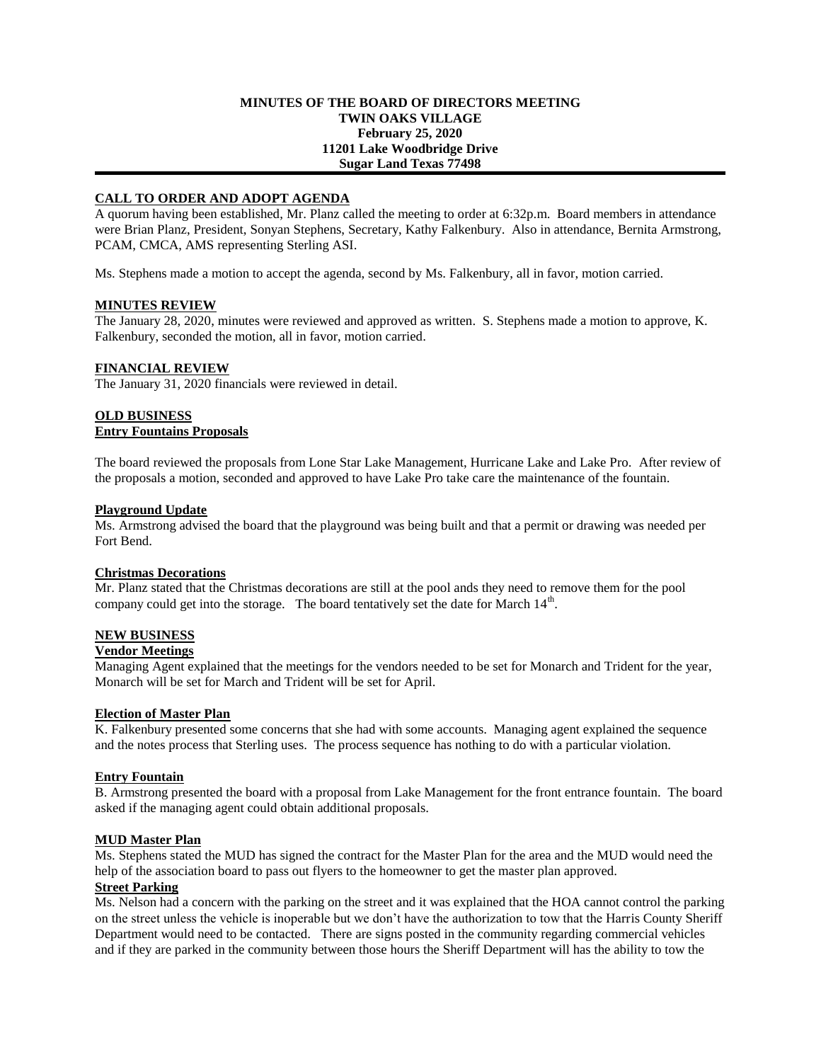**MINUTES OF THE BOARD OF DIRECTORS MEETING**
**TWIN OAKS VILLAGE**
**February 25, 2020**
**11201 Lake Woodbridge Drive**
**Sugar Land Texas 77498**

## CALL TO ORDER AND ADOPT AGENDA

A quorum having been established, Mr. Planz called the meeting to order at 6:32p.m. Board members in attendance were Brian Planz, President, Sonyan Stephens, Secretary, Kathy Falkenbury. Also in attendance, Bernita Armstrong, PCAM, CMCA, AMS representing Sterling ASI.

Ms. Stephens made a motion to accept the agenda, second by Ms. Falkenbury, all in favor, motion carried.

## MINUTES REVIEW

The January 28, 2020, minutes were reviewed and approved as written. S. Stephens made a motion to approve, K. Falkenbury, seconded the motion, all in favor, motion carried.

## FINANCIAL REVIEW

The January 31, 2020 financials were reviewed in detail.

## OLD BUSINESS

### Entry Fountains Proposals

The board reviewed the proposals from Lone Star Lake Management, Hurricane Lake and Lake Pro. After review of the proposals a motion, seconded and approved to have Lake Pro take care the maintenance of the fountain.

### Playground Update

Ms. Armstrong advised the board that the playground was being built and that a permit or drawing was needed per Fort Bend.

### Christmas Decorations

Mr. Planz stated that the Christmas decorations are still at the pool ands they need to remove them for the pool company could get into the storage. The board tentatively set the date for March 14th.

## NEW BUSINESS

### Vendor Meetings

Managing Agent explained that the meetings for the vendors needed to be set for Monarch and Trident for the year, Monarch will be set for March and Trident will be set for April.

### Election of Master Plan

K. Falkenbury presented some concerns that she had with some accounts. Managing agent explained the sequence and the notes process that Sterling uses. The process sequence has nothing to do with a particular violation.

### Entry Fountain

B. Armstrong presented the board with a proposal from Lake Management for the front entrance fountain. The board asked if the managing agent could obtain additional proposals.

### MUD Master Plan

Ms. Stephens stated the MUD has signed the contract for the Master Plan for the area and the MUD would need the help of the association board to pass out flyers to the homeowner to get the master plan approved.

### Street Parking

Ms. Nelson had a concern with the parking on the street and it was explained that the HOA cannot control the parking on the street unless the vehicle is inoperable but we don't have the authorization to tow that the Harris County Sheriff Department would need to be contacted. There are signs posted in the community regarding commercial vehicles and if they are parked in the community between those hours the Sheriff Department will has the ability to tow the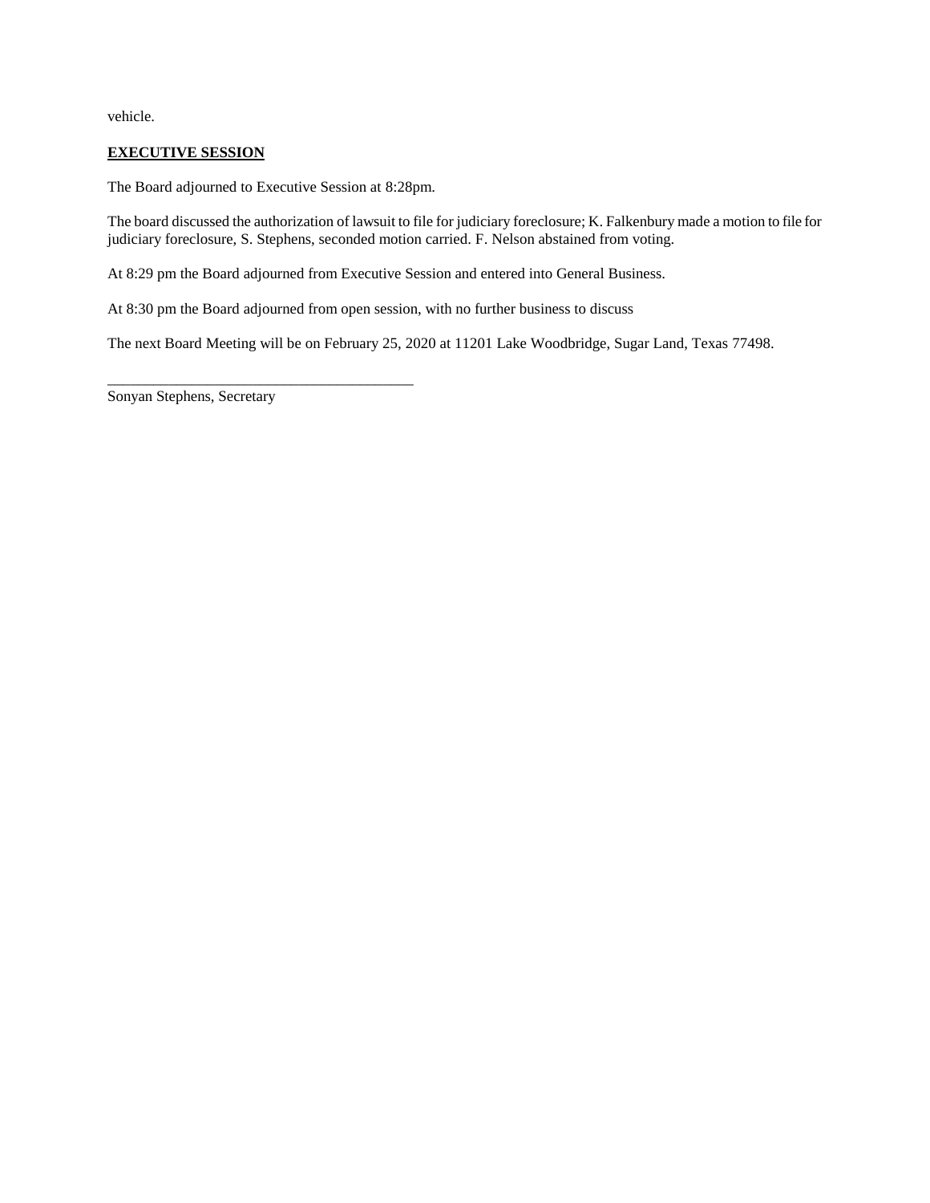vehicle.

## EXECUTIVE SESSION

The Board adjourned to Executive Session at 8:28pm.

The board discussed the authorization of lawsuit to file for judiciary foreclosure; K. Falkenbury made a motion to file for judiciary foreclosure, S. Stephens, seconded motion carried. F. Nelson abstained from voting.

At 8:29 pm the Board adjourned from Executive Session and entered into General Business.

At 8:30 pm the Board adjourned from open session, with no further business to discuss

The next Board Meeting will be on February 25, 2020 at 11201 Lake Woodbridge, Sugar Land, Texas 77498.

\_\_\_\_\_\_\_\_\_\_\_\_\_\_\_\_\_\_\_\_\_\_\_\_\_\_\_\_\_\_\_\_\_\_\_\_\_\_\_\_

Sonyan Stephens, Secretary